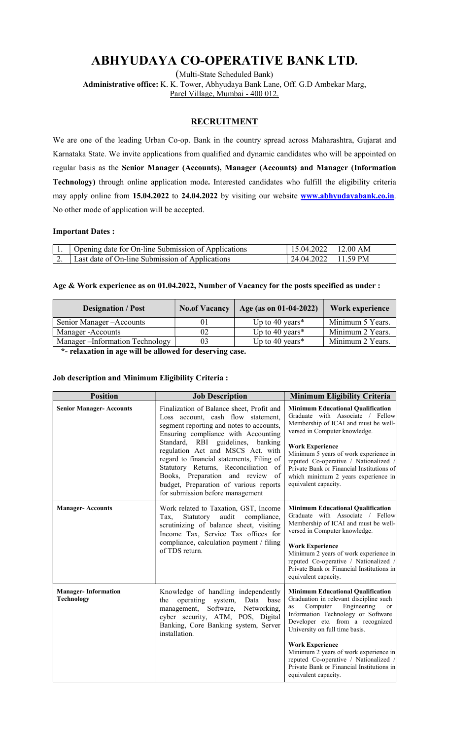# ABHYUDAYA CO-OPERATIVE BANK LTD.

(Multi-State Scheduled Bank)

**Administrative office:** K. K. Tower, Abhyudaya Bank Lane, Off. G.D Ambekar Marg, Parel Village, Mumbai - 400 012.

## RECRUITMENT

We are one of the leading Urban Co-op. Bank in the country spread across Maharashtra, Gujarat and Karnataka State. We invite applications from qualified and dynamic candidates who will be appointed on regular basis as the **Senior Manager (Accounts), Manager (Accounts) and Manager (Information Technology)** through online application mode**.** Interested candidates who fulfill the eligibility criteria may apply online from **15.04.2022** to **24.04.2022** by visiting our website **www.abhyudayabank.co.in**. No other mode of application will be accepted.

**Important Dates :**

| | | | |
|---|---|---|---|
| 1. | Opening date for On-line Submission of Applications | 15.04.2022 | 12.00 AM |
| 2. | Last date of On-line Submission of Applications | 24.04.2022 | 11.59 PM |

**Age & Work experience as on 01.04.2022, Number of Vacancy for the posts specified as under :**

| Designation / Post | No.of Vacancy | Age (as on 01-04-2022) | Work experience |
|---|---|---|---|
| Senior Manager –Accounts | 01 | Up to 40 years* | Minimum 5 Years. |
| Manager -Accounts | 02 | Up to 40 years* | Minimum 2 Years. |
| Manager –Information Technology | 03 | Up to 40 years* | Minimum 2 Years. |

**\*- relaxation in age will be allowed for deserving case.**

**Job description and Minimum Eligibility Criteria :**

| Position | Job Description | Minimum Eligibility Criteria |
|---|---|---|
| **Senior Manager- Accounts** | Finalization of Balance sheet, Profit and Loss account, cash flow statement, segment reporting and notes to accounts, Ensuring compliance with Accounting Standard, RBI guidelines, banking regulation Act and MSCS Act. with regard to financial statements, Filing of Statutory Returns, Reconciliation of Books, Preparation and review of budget, Preparation of various reports for submission before management | **Minimum Educational Qualification** Graduate with Associate / Fellow Membership of ICAI and must be well-versed in Computer knowledge. **Work Experience** Minimum 5 years of work experience in reputed Co-operative / Nationalized / Private Bank or Financial Institutions of which minimum 2 years experience in equivalent capacity. |
| **Manager- Accounts** | Work related to Taxation, GST, Income Tax, Statutory audit compliance, scrutinizing of balance sheet, visiting Income Tax, Service Tax offices for compliance, calculation payment / filing of TDS return. | **Minimum Educational Qualification** Graduate with Associate / Fellow Membership of ICAI and must be well-versed in Computer knowledge. **Work Experience** Minimum 2 years of work experience in reputed Co-operative / Nationalized / Private Bank or Financial Institutions in equivalent capacity. |
| **Manager- Information Technology** | Knowledge of handling independently the operating system, Data base management, Software, Networking, cyber security, ATM, POS, Digital Banking, Core Banking system, Server installation. | **Minimum Educational Qualification** Graduation in relevant discipline such as Computer Engineering or Information Technology or Software Developer etc. from a recognized University on full time basis. **Work Experience** Minimum 2 years of work experience in reputed Co-operative / Nationalized / Private Bank or Financial Institutions in equivalent capacity. |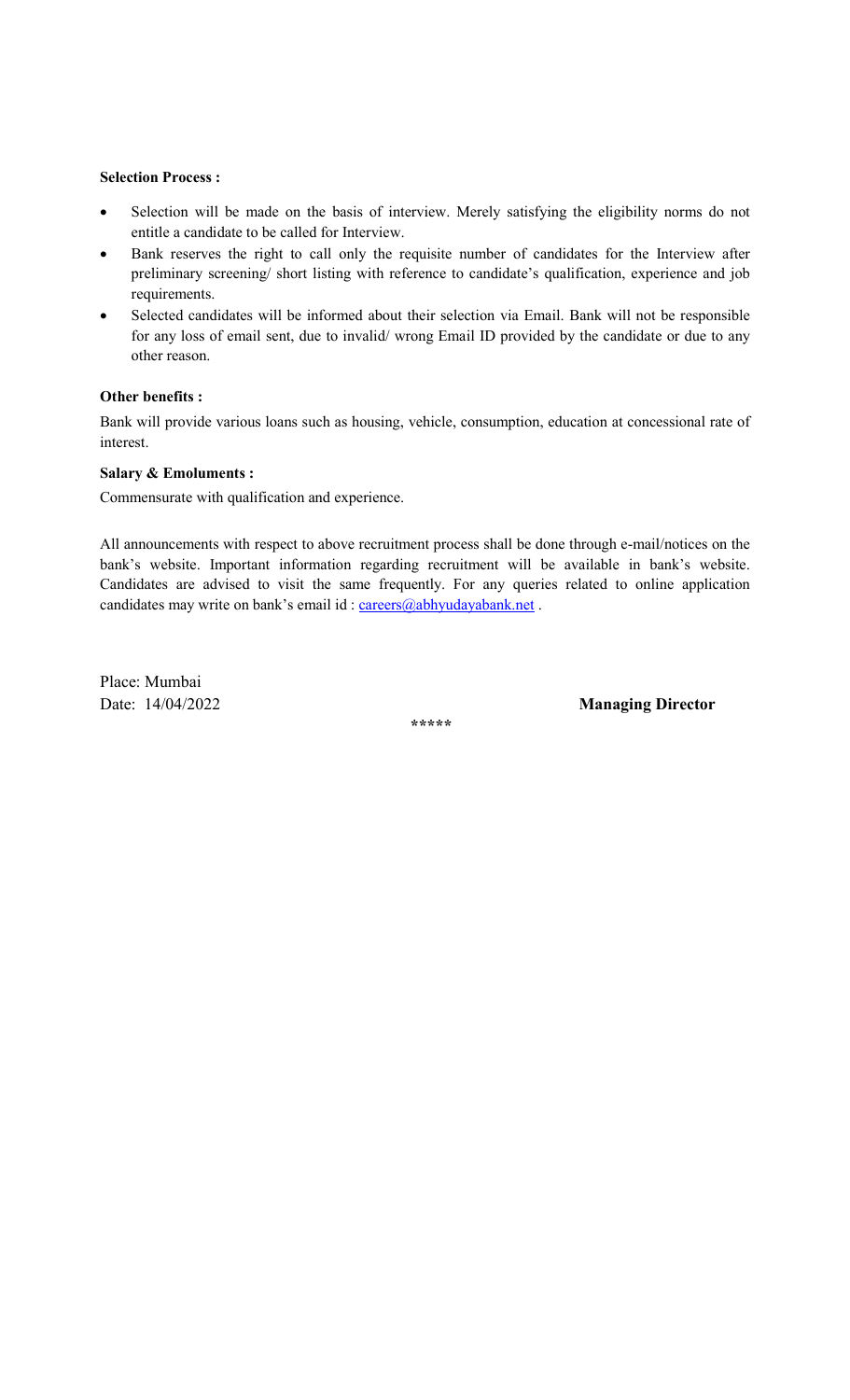**Selection Process :**

- Selection will be made on the basis of interview. Merely satisfying the eligibility norms do not entitle a candidate to be called for Interview.
- Bank reserves the right to call only the requisite number of candidates for the Interview after preliminary screening/ short listing with reference to candidate's qualification, experience and job requirements.
- Selected candidates will be informed about their selection via Email. Bank will not be responsible for any loss of email sent, due to invalid/ wrong Email ID provided by the candidate or due to any other reason.

**Other benefits :**

Bank will provide various loans such as housing, vehicle, consumption, education at concessional rate of interest.

**Salary & Emoluments :**

Commensurate with qualification and experience.

All announcements with respect to above recruitment process shall be done through e-mail/notices on the bank's website. Important information regarding recruitment will be available in bank's website. Candidates are advised to visit the same frequently. For any queries related to online application candidates may write on bank's email id : careers@abhyudayabank.net .

Place: Mumbai

Date: 14/04/2022 **Managing Director**

*****